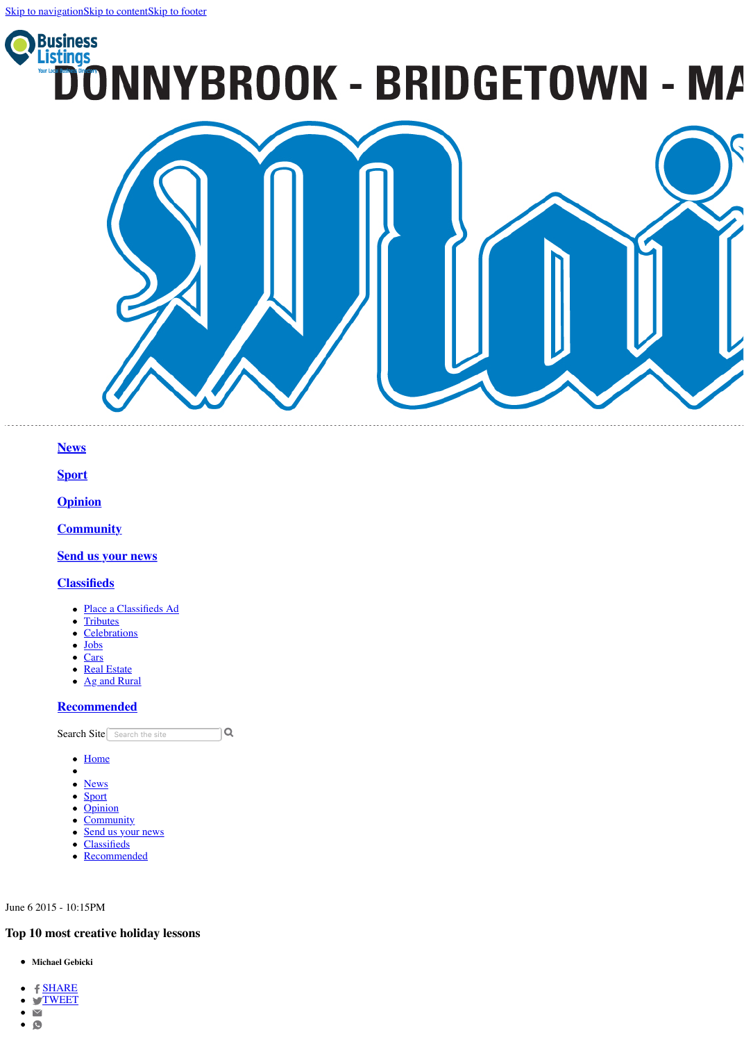Skip to navigationSkip to contentSkip to footer

Business Listings

DONNYBROOK - BRIDGETOWN - MA

**News**

**Sport**

**Opinion**

**Community**

**Send us your news**

**Classifieds**

- Place a Classifieds Ad
- Tributes
- Celebrations
- Jobs
- Cars
- Real Estate
- Ag and Rural

**Recommended**

Search Site

- Home
-
- News
- Sport
- Opinion
- Community
- Send us your news
- Classifieds
- Recommended

June 6 2015 - 10:15PM

# Top 10 most creative holiday lessons

- **Michael Gebicki**

- SHARE
- TWEET
-
-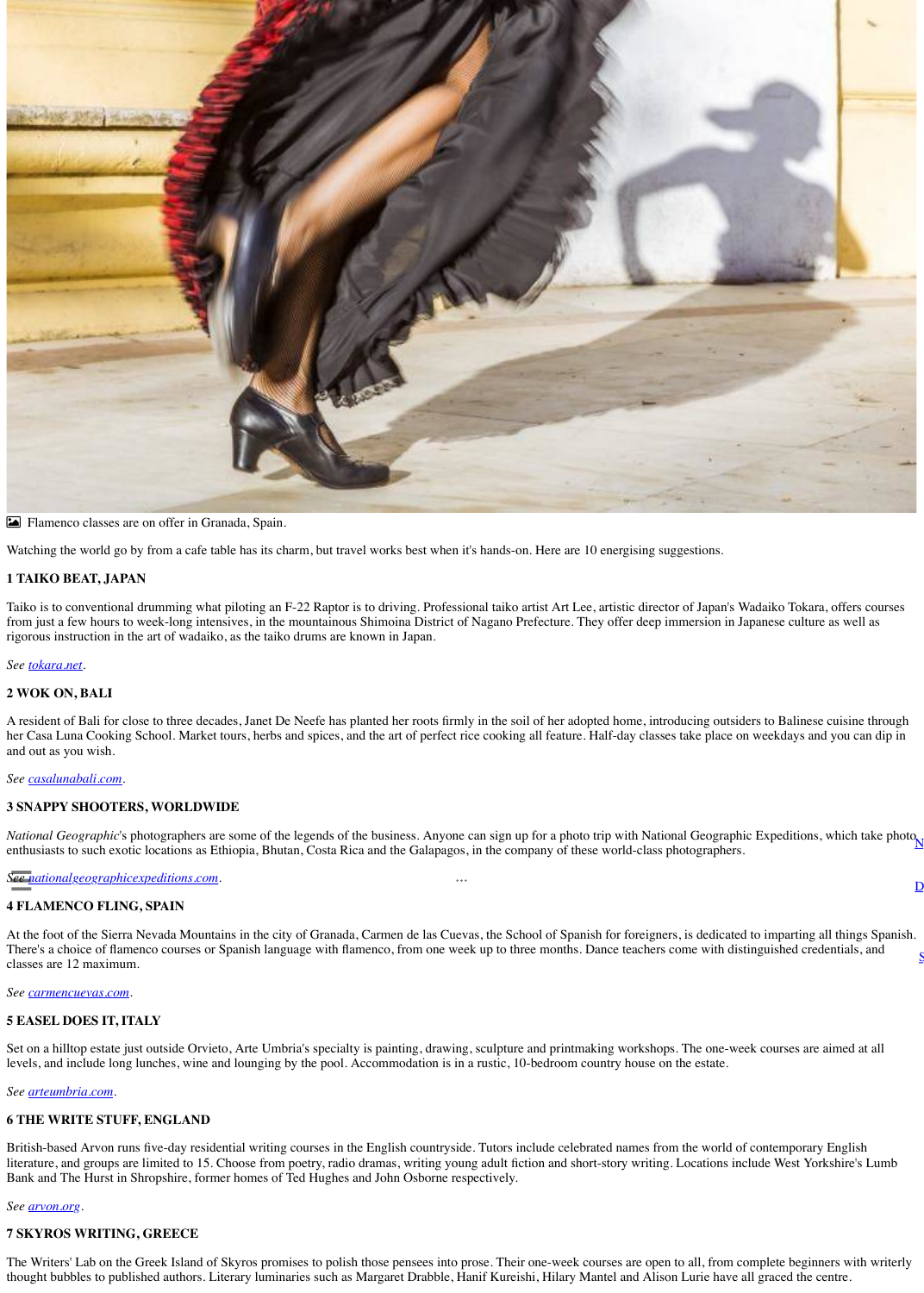Flamenco classes are on offer in Granada, Spain.

Watching the world go by from a cafe table has its charm, but travel works best when it's hands-on. Here are 10 energising suggestions.

### 1 TAIKO BEAT, JAPAN

Taiko is to conventional drumming what piloting an F-22 Raptor is to driving. Professional taiko artist Art Lee, artistic director of Japan's Wadaiko Tokara, offers courses from just a few hours to week-long intensives, in the mountainous Shimoina District of Nagano Prefecture. They offer deep immersion in Japanese culture as well as rigorous instruction in the art of wadaiko, as the taiko drums are known in Japan.

*See tokara.net.*

### 2 WOK ON, BALI

A resident of Bali for close to three decades, Janet De Neefe has planted her roots firmly in the soil of her adopted home, introducing outsiders to Balinese cuisine through her Casa Luna Cooking School. Market tours, herbs and spices, and the art of perfect rice cooking all feature. Half-day classes take place on weekdays and you can dip in and out as you wish.

*See casalunabali.com.*

### 3 SNAPPY SHOOTERS, WORLDWIDE

*National Geographic*'s photographers are some of the legends of the business. Anyone can sign up for a photo trip with National Geographic Expeditions, which take photo enthusiasts to such exotic locations as Ethiopia, Bhutan, Costa Rica and the Galapagos, in the company of these world-class photographers.

*See nationalgeographicexpeditions.com.*

### 4 FLAMENCO FLING, SPAIN

At the foot of the Sierra Nevada Mountains in the city of Granada, Carmen de las Cuevas, the School of Spanish for foreigners, is dedicated to imparting all things Spanish. There's a choice of flamenco courses or Spanish language with flamenco, from one week up to three months. Dance teachers come with distinguished credentials, and classes are 12 maximum.

*See carmencuevas.com.*

### 5 EASEL DOES IT, ITALY

Set on a hilltop estate just outside Orvieto, Arte Umbria's specialty is painting, drawing, sculpture and printmaking workshops. The one-week courses are aimed at all levels, and include long lunches, wine and lounging by the pool. Accommodation is in a rustic, 10-bedroom country house on the estate.

*See arteumbria.com.*

### 6 THE WRITE STUFF, ENGLAND

British-based Arvon runs five-day residential writing courses in the English countryside. Tutors include celebrated names from the world of contemporary English literature, and groups are limited to 15. Choose from poetry, radio dramas, writing young adult fiction and short-story writing. Locations include West Yorkshire's Lumb Bank and The Hurst in Shropshire, former homes of Ted Hughes and John Osborne respectively.

*See arvon.org.*

### 7 SKYROS WRITING, GREECE

The Writers' Lab on the Greek Island of Skyros promises to polish those pensees into prose. Their one-week courses are open to all, from complete beginners with writerly thought bubbles to published authors. Literary luminaries such as Margaret Drabble, Hanif Kureishi, Hilary Mantel and Alison Lurie have all graced the centre.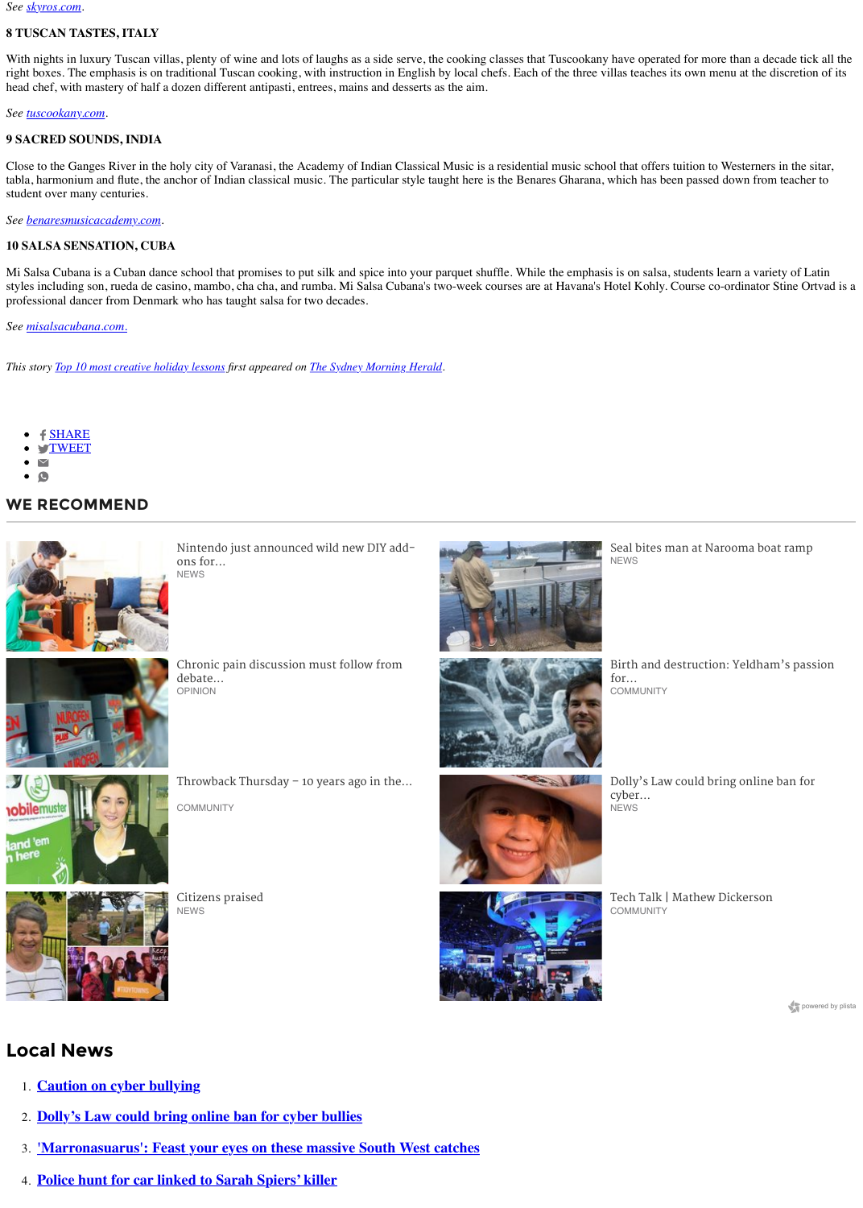*See skyros.com.*

### 8 TUSCAN TASTES, ITALY

With nights in luxury Tuscan villas, plenty of wine and lots of laughs as a side serve, the cooking classes that Tuscookany have operated for more than a decade tick all the right boxes. The emphasis is on traditional Tuscan cooking, with instruction in English by local chefs. Each of the three villas teaches its own menu at the discretion of its head chef, with mastery of half a dozen different antipasti, entrees, mains and desserts as the aim.

*See tuscookany.com.*

### 9 SACRED SOUNDS, INDIA

Close to the Ganges River in the holy city of Varanasi, the Academy of Indian Classical Music is a residential music school that offers tuition to Westerners in the sitar, tabla, harmonium and flute, the anchor of Indian classical music. The particular style taught here is the Benares Gharana, which has been passed down from teacher to student over many centuries.

*See benaresmusicacademy.com.*

### 10 SALSA SENSATION, CUBA

Mi Salsa Cubana is a Cuban dance school that promises to put silk and spice into your parquet shuffle. While the emphasis is on salsa, students learn a variety of Latin styles including son, rueda de casino, mambo, cha cha, and rumba. Mi Salsa Cubana's two-week courses are at Havana's Hotel Kohly. Course co-ordinator Stine Ortvad is a professional dancer from Denmark who has taught salsa for two decades.

*See misalsacubana.com.*

*This story Top 10 most creative holiday lessons first appeared on The Sydney Morning Herald.*

- SHARE
- TWEET

## WE RECOMMEND

- Nintendo just announced wild new DIY add-ons for... — NEWS
- Seal bites man at Narooma boat ramp — NEWS
- Chronic pain discussion must follow from debate... — OPINION
- Birth and destruction: Yeldham's passion for... — COMMUNITY
- Throwback Thursday – 10 years ago in the... — COMMUNITY
- Dolly's Law could bring online ban for cyber... — NEWS
- Citizens praised — NEWS
- Tech Talk | Mathew Dickerson — COMMUNITY

powered by plista

## Local News

1. Caution on cyber bullying
2. Dolly's Law could bring online ban for cyber bullies
3. 'Marronasuarus': Feast your eyes on these massive South West catches
4. Police hunt for car linked to Sarah Spiers' killer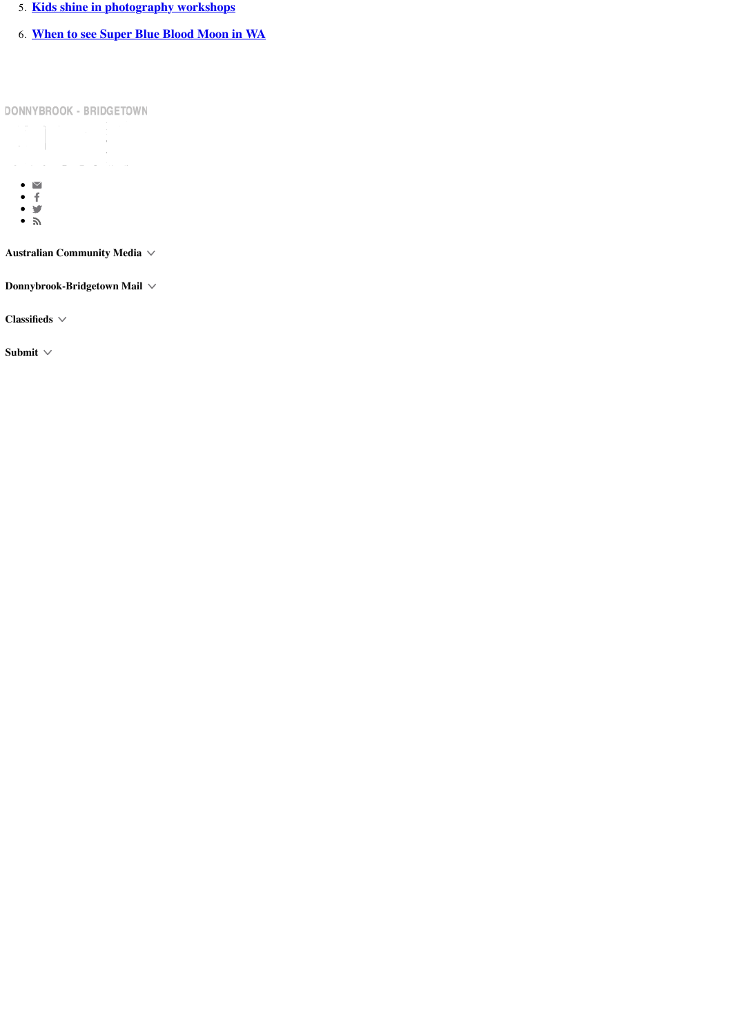5. **Kids shine in photography workshops**
6. **When to see Super Blue Blood Moon in WA**

DONNYBROOK - BRIDGETOWN

**Australian Community Media**

**Donnybrook-Bridgetown Mail**

**Classifieds**

**Submit**